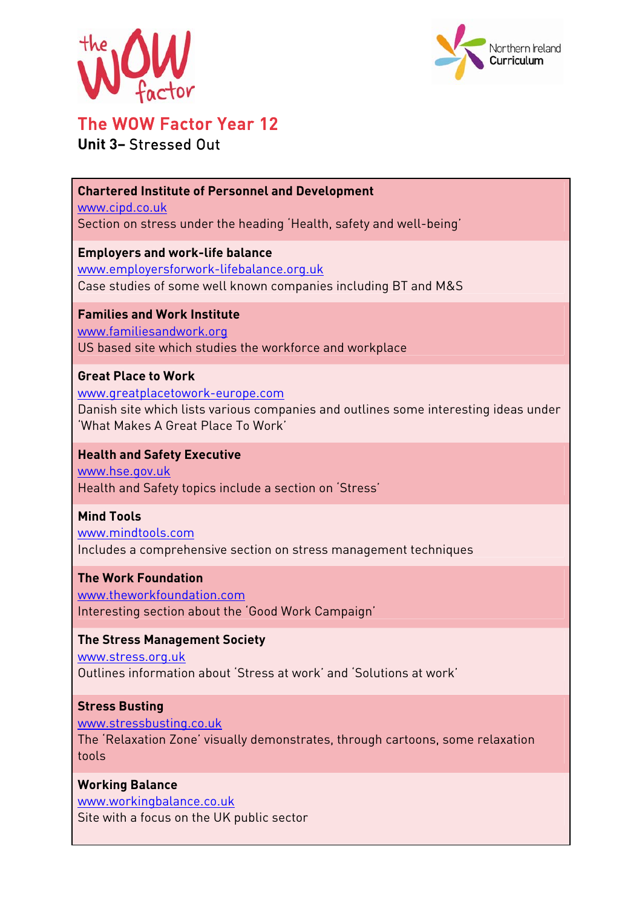# The WOW Factor Year 12

**Unit 3–** Stressed Out

**Chartered Institute of Personnel and Development**
www.cipd.co.uk
Section on stress under the heading 'Health, safety and well-being'

**Employers and work-life balance**
www.employersforwork-lifebalance.org.uk
Case studies of some well known companies including BT and M&S

**Families and Work Institute**
www.familiesandwork.org
US based site which studies the workforce and workplace

**Great Place to Work**
www.greatplacetowork-europe.com
Danish site which lists various companies and outlines some interesting ideas under 'What Makes A Great Place To Work'

**Health and Safety Executive**
www.hse.gov.uk
Health and Safety topics include a section on 'Stress'

**Mind Tools**
www.mindtools.com
Includes a comprehensive section on stress management techniques

**The Work Foundation**
www.theworkfoundation.com
Interesting section about the 'Good Work Campaign'

**The Stress Management Society**
www.stress.org.uk
Outlines information about 'Stress at work' and 'Solutions at work'

**Stress Busting**
www.stressbusting.co.uk
The 'Relaxation Zone' visually demonstrates, through cartoons, some relaxation tools

**Working Balance**
www.workingbalance.co.uk
Site with a focus on the UK public sector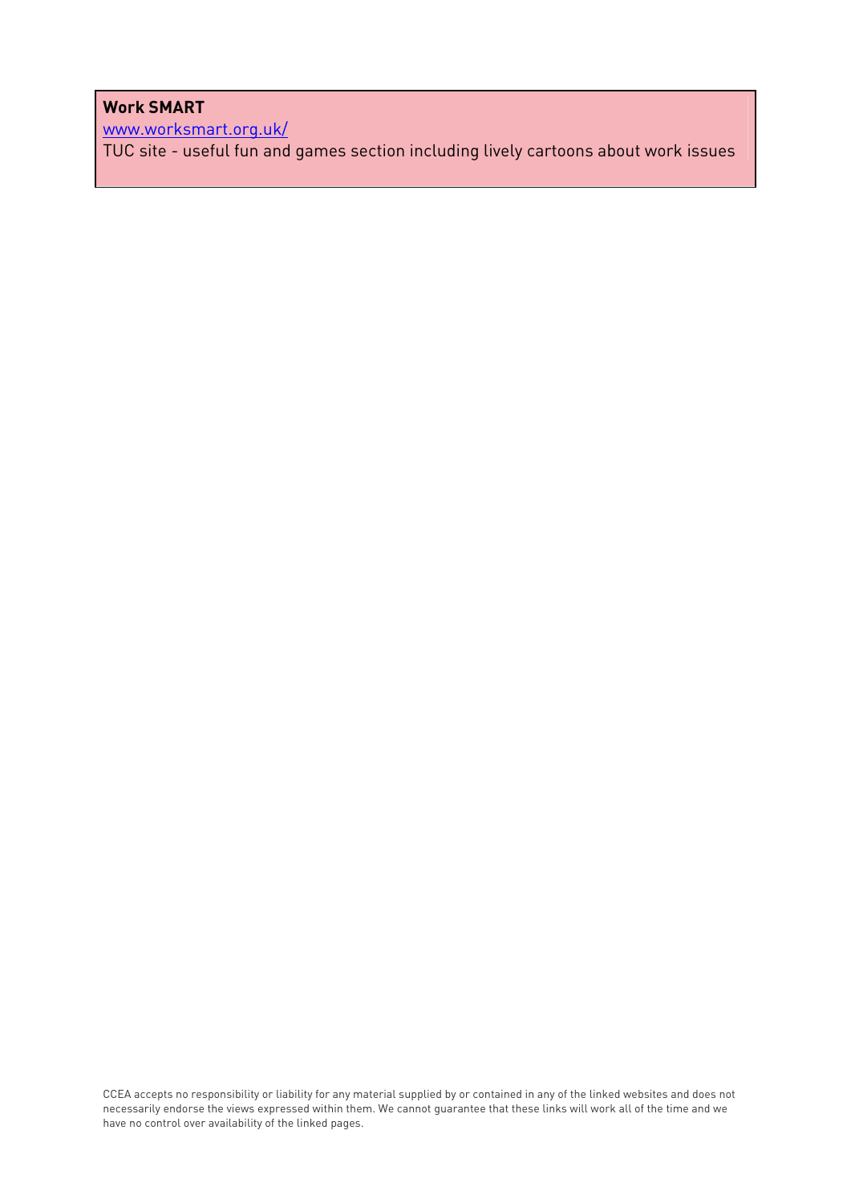**Work SMART**

www.worksmart.org.uk/

TUC site - useful fun and games section including lively cartoons about work issues

CCEA accepts no responsibility or liability for any material supplied by or contained in any of the linked websites and does not necessarily endorse the views expressed within them. We cannot guarantee that these links will work all of the time and we have no control over availability of the linked pages.